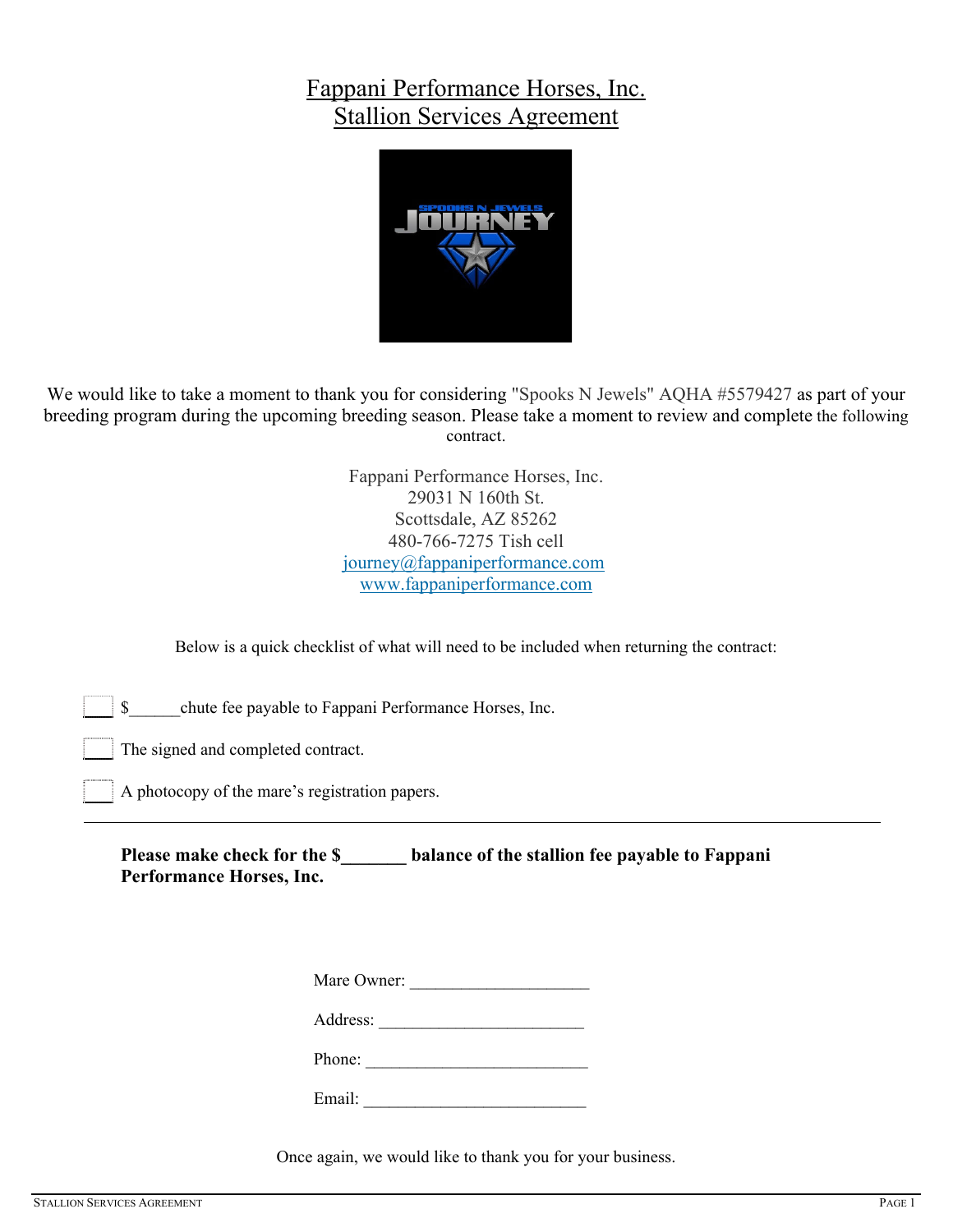# Fappani Performance Horses, Inc.
## Stallion Services Agreement

We would like to take a moment to thank you for considering "Spooks N Jewels" AQHA #5579427 as part of your breeding program during the upcoming breeding season. Please take a moment to review and complete the following contract.

Fappani Performance Horses, Inc.
29031 N 160th St.
Scottsdale, AZ 85262
480-766-7275 Tish cell
journey@fappaniperformance.com
www.fappaniperformance.com

Below is a quick checklist of what will need to be included when returning the contract:

- [ ] $______chute fee payable to Fappani Performance Horses, Inc.
- [ ] The signed and completed contract.
- [ ] A photocopy of the mare's registration papers.

---

**Please make check for the $_______ balance of the stallion fee payable to Fappani Performance Horses, Inc.**

Mare Owner: _____________________

Address: ________________________

Phone: __________________________

Email: __________________________

Once again, we would like to thank you for your business.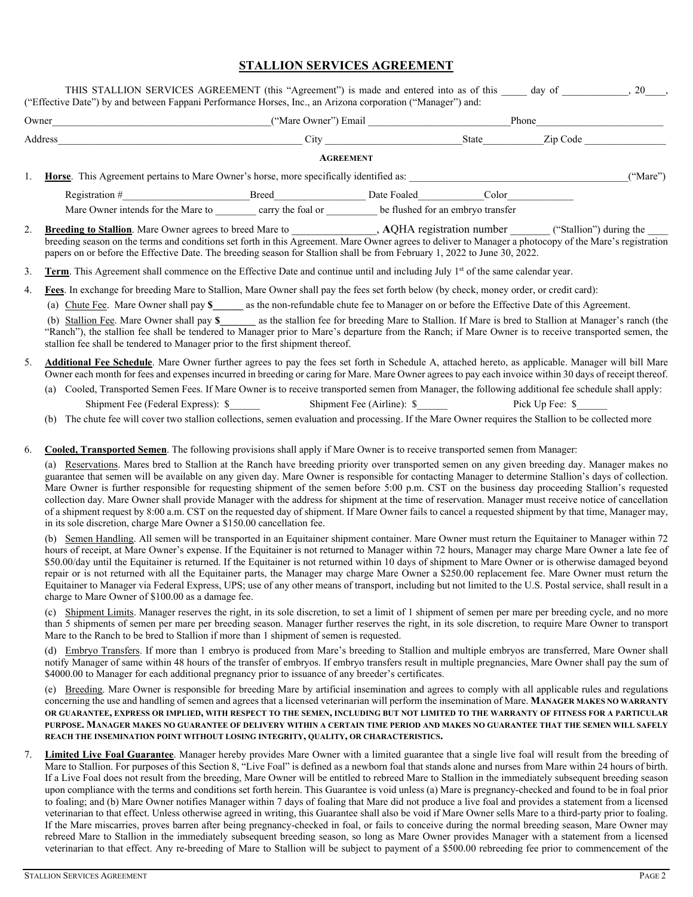# STALLION SERVICES AGREEMENT

THIS STALLION SERVICES AGREEMENT (this "Agreement") is made and entered into as of this _____ day of ____________, 20___, ("Effective Date") by and between Fappani Performance Horses, Inc., an Arizona corporation ("Manager") and:

Owner_____________________________________________("Mare Owner") Email ___________________________Phone________________________

Address_______________________________________________ City __________________________State___________Zip Code ________________

**AGREEMENT**

1. **Horse**. This Agreement pertains to Mare Owner's horse, more specifically identified as: _________________________________________("Mare")

   Registration #________________________Breed_________________ Date Foaled____________Color_____________

   Mare Owner intends for the Mare to ________ carry the foal or __________ be flushed for an embryo transfer

2. **Breeding to Stallion**. Mare Owner agrees to breed Mare to _______________, AQHA registration number _______ ("Stallion") during the ____ breeding season on the terms and conditions set forth in this Agreement. Mare Owner agrees to deliver to Manager a photocopy of the Mare's registration papers on or before the Effective Date. The breeding season for Stallion shall be from February 1, 2022 to June 30, 2022.

3. **Term**. This Agreement shall commence on the Effective Date and continue until and including July 1st of the same calendar year.

4. **Fees**. In exchange for breeding Mare to Stallion, Mare Owner shall pay the fees set forth below (by check, money order, or credit card):

   (a) Chute Fee. Mare Owner shall pay **$______** as the non-refundable chute fee to Manager on or before the Effective Date of this Agreement.

   (b) Stallion Fee. Mare Owner shall pay **$_______** as the stallion fee for breeding Mare to Stallion. If Mare is bred to Stallion at Manager's ranch (the "Ranch"), the stallion fee shall be tendered to Manager prior to Mare's departure from the Ranch; if Mare Owner is to receive transported semen, the stallion fee shall be tendered to Manager prior to the first shipment thereof.

5. **Additional Fee Schedule**. Mare Owner further agrees to pay the fees set forth in Schedule A, attached hereto, as applicable. Manager will bill Mare Owner each month for fees and expenses incurred in breeding or caring for Mare. Mare Owner agrees to pay each invoice within 30 days of receipt thereof.

   (a) Cooled, Transported Semen Fees. If Mare Owner is to receive transported semen from Manager, the following additional fee schedule shall apply:

   Shipment Fee (Federal Express): $______ Shipment Fee (Airline): $______ Pick Up Fee: $______

   (b) The chute fee will cover two stallion collections, semen evaluation and processing. If the Mare Owner requires the Stallion to be collected more

6. **Cooled, Transported Semen**. The following provisions shall apply if Mare Owner is to receive transported semen from Manager:

   (a) Reservations. Mares bred to Stallion at the Ranch have breeding priority over transported semen on any given breeding day. Manager makes no guarantee that semen will be available on any given day. Mare Owner is responsible for contacting Manager to determine Stallion's days of collection. Mare Owner is further responsible for requesting shipment of the semen before 5:00 p.m. CST on the business day proceeding Stallion's requested collection day. Mare Owner shall provide Manager with the address for shipment at the time of reservation. Manager must receive notice of cancellation of a shipment request by 8:00 a.m. CST on the requested day of shipment. If Mare Owner fails to cancel a requested shipment by that time, Manager may, in its sole discretion, charge Mare Owner a $150.00 cancellation fee.

   (b) Semen Handling. All semen will be transported in an Equitainer shipment container. Mare Owner must return the Equitainer to Manager within 72 hours of receipt, at Mare Owner's expense. If the Equitainer is not returned to Manager within 72 hours, Manager may charge Mare Owner a late fee of $50.00/day until the Equitainer is returned. If the Equitainer is not returned within 10 days of shipment to Mare Owner or is otherwise damaged beyond repair or is not returned with all the Equitainer parts, the Manager may charge Mare Owner a $250.00 replacement fee. Mare Owner must return the Equitainer to Manager via Federal Express, UPS; use of any other means of transport, including but not limited to the U.S. Postal service, shall result in a charge to Mare Owner of $100.00 as a damage fee.

   (c) Shipment Limits. Manager reserves the right, in its sole discretion, to set a limit of 1 shipment of semen per mare per breeding cycle, and no more than 5 shipments of semen per mare per breeding season. Manager further reserves the right, in its sole discretion, to require Mare Owner to transport Mare to the Ranch to be bred to Stallion if more than 1 shipment of semen is requested.

   (d) Embryo Transfers. If more than 1 embryo is produced from Mare's breeding to Stallion and multiple embryos are transferred, Mare Owner shall notify Manager of same within 48 hours of the transfer of embryos. If embryo transfers result in multiple pregnancies, Mare Owner shall pay the sum of $4000.00 to Manager for each additional pregnancy prior to issuance of any breeder's certificates.

   (e) Breeding. Mare Owner is responsible for breeding Mare by artificial insemination and agrees to comply with all applicable rules and regulations concerning the use and handling of semen and agrees that a licensed veterinarian will perform the insemination of Mare. **MANAGER MAKES NO WARRANTY OR GUARANTEE, EXPRESS OR IMPLIED, WITH RESPECT TO THE SEMEN, INCLUDING BUT NOT LIMITED TO THE WARRANTY OF FITNESS FOR A PARTICULAR PURPOSE. MANAGER MAKES NO GUARANTEE OF DELIVERY WITHIN A CERTAIN TIME PERIOD AND MAKES NO GUARANTEE THAT THE SEMEN WILL SAFELY REACH THE INSEMINATION POINT WITHOUT LOSING INTEGRITY, QUALITY, OR CHARACTERISTICS.**

7. **Limited Live Foal Guarantee**. Manager hereby provides Mare Owner with a limited guarantee that a single live foal will result from the breeding of Mare to Stallion. For purposes of this Section 8, "Live Foal" is defined as a newborn foal that stands alone and nurses from Mare within 24 hours of birth. If a Live Foal does not result from the breeding, Mare Owner will be entitled to rebreed Mare to Stallion in the immediately subsequent breeding season upon compliance with the terms and conditions set forth herein. This Guarantee is void unless (a) Mare is pregnancy-checked and found to be in foal prior to foaling; and (b) Mare Owner notifies Manager within 7 days of foaling that Mare did not produce a live foal and provides a statement from a licensed veterinarian to that effect. Unless otherwise agreed in writing, this Guarantee shall also be void if Mare Owner sells Mare to a third-party prior to foaling. If the Mare miscarries, proves barren after being pregnancy-checked in foal, or fails to conceive during the normal breeding season, Mare Owner may rebreed Mare to Stallion in the immediately subsequent breeding season, so long as Mare Owner provides Manager with a statement from a licensed veterinarian to that effect. Any re-breeding of Mare to Stallion will be subject to payment of a $500.00 rebreeding fee prior to commencement of the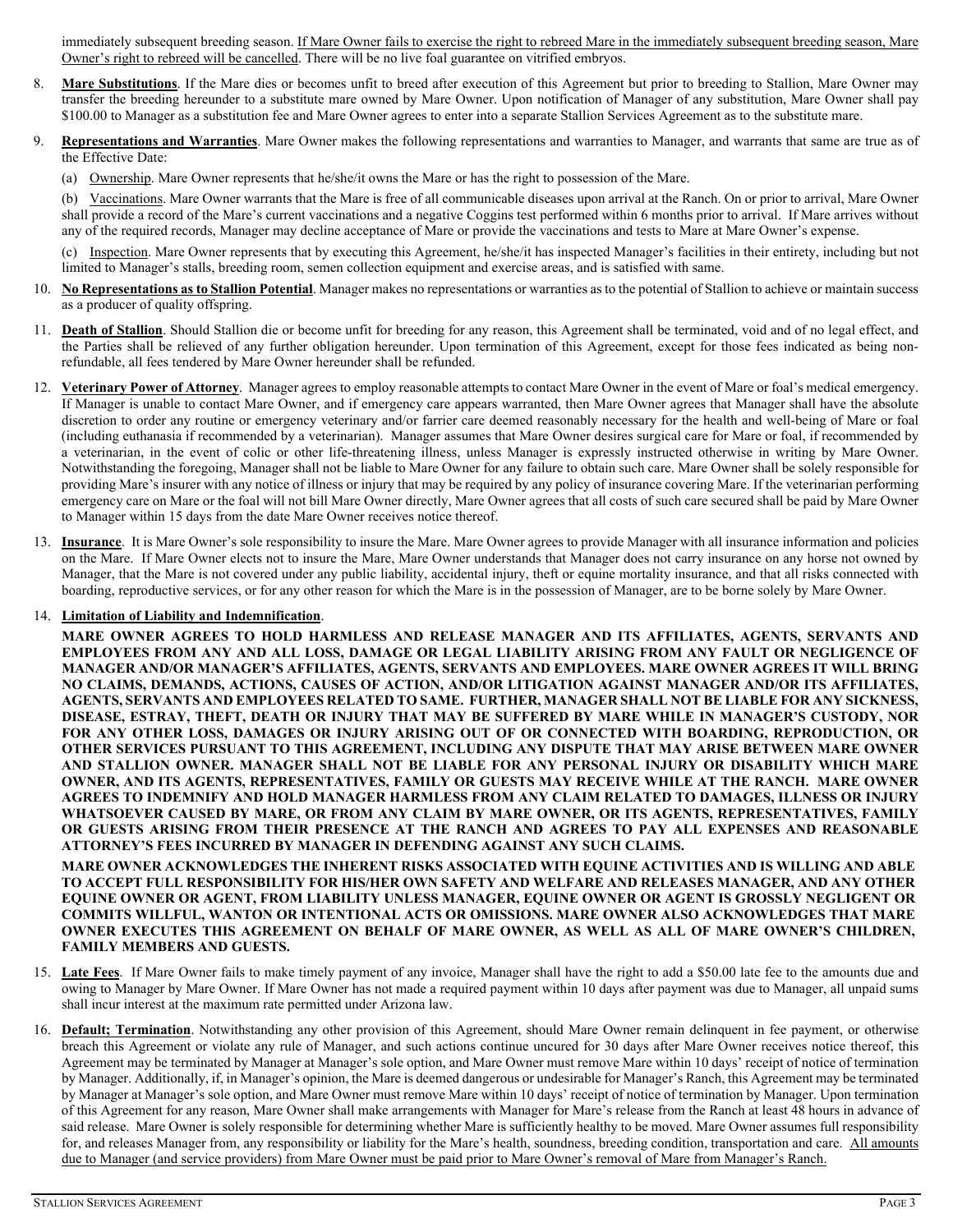immediately subsequent breeding season. <u>If Mare Owner fails to exercise the right to rebreed Mare in the immediately subsequent breeding season, Mare Owner's right to rebreed will be cancelled</u>. There will be no live foal guarantee on vitrified embryos.

8. **<u>Mare Substitutions</u>**. If the Mare dies or becomes unfit to breed after execution of this Agreement but prior to breeding to Stallion, Mare Owner may transfer the breeding hereunder to a substitute mare owned by Mare Owner. Upon notification of Manager of any substitution, Mare Owner shall pay \$100.00 to Manager as a substitution fee and Mare Owner agrees to enter into a separate Stallion Services Agreement as to the substitute mare.

9. **<u>Representations and Warranties</u>**. Mare Owner makes the following representations and warranties to Manager, and warrants that same are true as of the Effective Date:

   (a) <u>Ownership</u>. Mare Owner represents that he/she/it owns the Mare or has the right to possession of the Mare.

   (b) <u>Vaccinations</u>. Mare Owner warrants that the Mare is free of all communicable diseases upon arrival at the Ranch. On or prior to arrival, Mare Owner shall provide a record of the Mare's current vaccinations and a negative Coggins test performed within 6 months prior to arrival. If Mare arrives without any of the required records, Manager may decline acceptance of Mare or provide the vaccinations and tests to Mare at Mare Owner's expense.

   (c) <u>Inspection</u>. Mare Owner represents that by executing this Agreement, he/she/it has inspected Manager's facilities in their entirety, including but not limited to Manager's stalls, breeding room, semen collection equipment and exercise areas, and is satisfied with same.

10. **<u>No Representations as to Stallion Potential</u>**. Manager makes no representations or warranties as to the potential of Stallion to achieve or maintain success as a producer of quality offspring.

11. **<u>Death of Stallion</u>**. Should Stallion die or become unfit for breeding for any reason, this Agreement shall be terminated, void and of no legal effect, and the Parties shall be relieved of any further obligation hereunder. Upon termination of this Agreement, except for those fees indicated as being non-refundable, all fees tendered by Mare Owner hereunder shall be refunded.

12. **<u>Veterinary Power of Attorney</u>**. Manager agrees to employ reasonable attempts to contact Mare Owner in the event of Mare or foal's medical emergency. If Manager is unable to contact Mare Owner, and if emergency care appears warranted, then Mare Owner agrees that Manager shall have the absolute discretion to order any routine or emergency veterinary and/or farrier care deemed reasonably necessary for the health and well-being of Mare or foal (including euthanasia if recommended by a veterinarian). Manager assumes that Mare Owner desires surgical care for Mare or foal, if recommended by a veterinarian, in the event of colic or other life-threatening illness, unless Manager is expressly instructed otherwise in writing by Mare Owner. Notwithstanding the foregoing, Manager shall not be liable to Mare Owner for any failure to obtain such care. Mare Owner shall be solely responsible for providing Mare's insurer with any notice of illness or injury that may be required by any policy of insurance covering Mare. If the veterinarian performing emergency care on Mare or the foal will not bill Mare Owner directly, Mare Owner agrees that all costs of such care secured shall be paid by Mare Owner to Manager within 15 days from the date Mare Owner receives notice thereof.

13. **<u>Insurance</u>**. It is Mare Owner's sole responsibility to insure the Mare. Mare Owner agrees to provide Manager with all insurance information and policies on the Mare. If Mare Owner elects not to insure the Mare, Mare Owner understands that Manager does not carry insurance on any horse not owned by Manager, that the Mare is not covered under any public liability, accidental injury, theft or equine mortality insurance, and that all risks connected with boarding, reproductive services, or for any other reason for which the Mare is in the possession of Manager, are to be borne solely by Mare Owner.

14. **<u>Limitation of Liability and Indemnification</u>**.

    **MARE OWNER AGREES TO HOLD HARMLESS AND RELEASE MANAGER AND ITS AFFILIATES, AGENTS, SERVANTS AND EMPLOYEES FROM ANY AND ALL LOSS, DAMAGE OR LEGAL LIABILITY ARISING FROM ANY FAULT OR NEGLIGENCE OF MANAGER AND/OR MANAGER'S AFFILIATES, AGENTS, SERVANTS AND EMPLOYEES. MARE OWNER AGREES IT WILL BRING NO CLAIMS, DEMANDS, ACTIONS, CAUSES OF ACTION, AND/OR LITIGATION AGAINST MANAGER AND/OR ITS AFFILIATES, AGENTS, SERVANTS AND EMPLOYEES RELATED TO SAME. FURTHER, MANAGER SHALL NOT BE LIABLE FOR ANY SICKNESS, DISEASE, ESTRAY, THEFT, DEATH OR INJURY THAT MAY BE SUFFERED BY MARE WHILE IN MANAGER'S CUSTODY, NOR FOR ANY OTHER LOSS, DAMAGES OR INJURY ARISING OUT OF OR CONNECTED WITH BOARDING, REPRODUCTION, OR OTHER SERVICES PURSUANT TO THIS AGREEMENT, INCLUDING ANY DISPUTE THAT MAY ARISE BETWEEN MARE OWNER AND STALLION OWNER. MANAGER SHALL NOT BE LIABLE FOR ANY PERSONAL INJURY OR DISABILITY WHICH MARE OWNER, AND ITS AGENTS, REPRESENTATIVES, FAMILY OR GUESTS MAY RECEIVE WHILE AT THE RANCH. MARE OWNER AGREES TO INDEMNIFY AND HOLD MANAGER HARMLESS FROM ANY CLAIM RELATED TO DAMAGES, ILLNESS OR INJURY WHATSOEVER CAUSED BY MARE, OR FROM ANY CLAIM BY MARE OWNER, OR ITS AGENTS, REPRESENTATIVES, FAMILY OR GUESTS ARISING FROM THEIR PRESENCE AT THE RANCH AND AGREES TO PAY ALL EXPENSES AND REASONABLE ATTORNEY'S FEES INCURRED BY MANAGER IN DEFENDING AGAINST ANY SUCH CLAIMS.**

    **MARE OWNER ACKNOWLEDGES THE INHERENT RISKS ASSOCIATED WITH EQUINE ACTIVITIES AND IS WILLING AND ABLE TO ACCEPT FULL RESPONSIBILITY FOR HIS/HER OWN SAFETY AND WELFARE AND RELEASES MANAGER, AND ANY OTHER EQUINE OWNER OR AGENT, FROM LIABILITY UNLESS MANAGER, EQUINE OWNER OR AGENT IS GROSSLY NEGLIGENT OR COMMITS WILLFUL, WANTON OR INTENTIONAL ACTS OR OMISSIONS. MARE OWNER ALSO ACKNOWLEDGES THAT MARE OWNER EXECUTES THIS AGREEMENT ON BEHALF OF MARE OWNER, AS WELL AS ALL OF MARE OWNER'S CHILDREN, FAMILY MEMBERS AND GUESTS.**

15. **<u>Late Fees</u>**. If Mare Owner fails to make timely payment of any invoice, Manager shall have the right to add a \$50.00 late fee to the amounts due and owing to Manager by Mare Owner. If Mare Owner has not made a required payment within 10 days after payment was due to Manager, all unpaid sums shall incur interest at the maximum rate permitted under Arizona law.

16. **<u>Default; Termination</u>**. Notwithstanding any other provision of this Agreement, should Mare Owner remain delinquent in fee payment, or otherwise breach this Agreement or violate any rule of Manager, and such actions continue uncured for 30 days after Mare Owner receives notice thereof, this Agreement may be terminated by Manager at Manager's sole option, and Mare Owner must remove Mare within 10 days' receipt of notice of termination by Manager. Additionally, if, in Manager's opinion, the Mare is deemed dangerous or undesirable for Manager's Ranch, this Agreement may be terminated by Manager at Manager's sole option, and Mare Owner must remove Mare within 10 days' receipt of notice of termination by Manager. Upon termination of this Agreement for any reason, Mare Owner shall make arrangements with Manager for Mare's release from the Ranch at least 48 hours in advance of said release. Mare Owner is solely responsible for determining whether Mare is sufficiently healthy to be moved. Mare Owner assumes full responsibility for, and releases Manager from, any responsibility or liability for the Mare's health, soundness, breeding condition, transportation and care. <u>All amounts due to Manager (and service providers) from Mare Owner must be paid prior to Mare Owner's removal of Mare from Manager's Ranch.</u>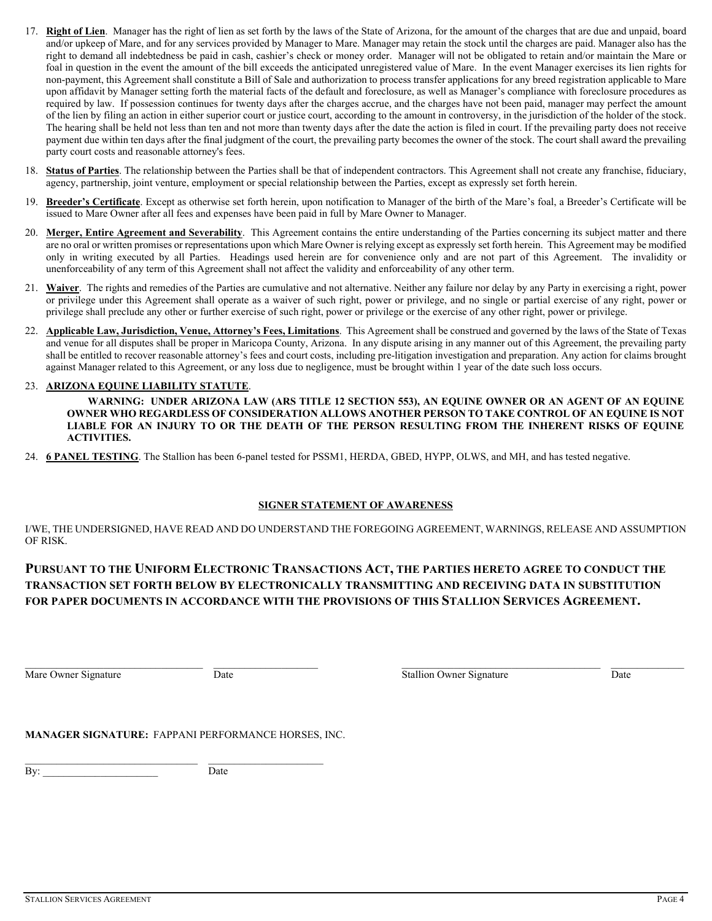17. **Right of Lien**. Manager has the right of lien as set forth by the laws of the State of Arizona, for the amount of the charges that are due and unpaid, board and/or upkeep of Mare, and for any services provided by Manager to Mare. Manager may retain the stock until the charges are paid. Manager also has the right to demand all indebtedness be paid in cash, cashier's check or money order. Manager will not be obligated to retain and/or maintain the Mare or foal in question in the event the amount of the bill exceeds the anticipated unregistered value of Mare. In the event Manager exercises its lien rights for non-payment, this Agreement shall constitute a Bill of Sale and authorization to process transfer applications for any breed registration applicable to Mare upon affidavit by Manager setting forth the material facts of the default and foreclosure, as well as Manager's compliance with foreclosure procedures as required by law. If possession continues for twenty days after the charges accrue, and the charges have not been paid, manager may perfect the amount of the lien by filing an action in either superior court or justice court, according to the amount in controversy, in the jurisdiction of the holder of the stock. The hearing shall be held not less than ten and not more than twenty days after the date the action is filed in court. If the prevailing party does not receive payment due within ten days after the final judgment of the court, the prevailing party becomes the owner of the stock. The court shall award the prevailing party court costs and reasonable attorney's fees.

18. **Status of Parties**. The relationship between the Parties shall be that of independent contractors. This Agreement shall not create any franchise, fiduciary, agency, partnership, joint venture, employment or special relationship between the Parties, except as expressly set forth herein.

19. **Breeder's Certificate**. Except as otherwise set forth herein, upon notification to Manager of the birth of the Mare's foal, a Breeder's Certificate will be issued to Mare Owner after all fees and expenses have been paid in full by Mare Owner to Manager.

20. **Merger, Entire Agreement and Severability**. This Agreement contains the entire understanding of the Parties concerning its subject matter and there are no oral or written promises or representations upon which Mare Owner is relying except as expressly set forth herein. This Agreement may be modified only in writing executed by all Parties. Headings used herein are for convenience only and are not part of this Agreement. The invalidity or unenforceability of any term of this Agreement shall not affect the validity and enforceability of any other term.

21. **Waiver**. The rights and remedies of the Parties are cumulative and not alternative. Neither any failure nor delay by any Party in exercising a right, power or privilege under this Agreement shall operate as a waiver of such right, power or privilege, and no single or partial exercise of any right, power or privilege shall preclude any other or further exercise of such right, power or privilege or the exercise of any other right, power or privilege.

22. **Applicable Law, Jurisdiction, Venue, Attorney's Fees, Limitations**. This Agreement shall be construed and governed by the laws of the State of Texas and venue for all disputes shall be proper in Maricopa County, Arizona. In any dispute arising in any manner out of this Agreement, the prevailing party shall be entitled to recover reasonable attorney's fees and court costs, including pre-litigation investigation and preparation. Any action for claims brought against Manager related to this Agreement, or any loss due to negligence, must be brought within 1 year of the date such loss occurs.

23. **ARIZONA EQUINE LIABILITY STATUTE**.

    **WARNING: UNDER ARIZONA LAW (ARS TITLE 12 SECTION 553), AN EQUINE OWNER OR AN AGENT OF AN EQUINE OWNER WHO REGARDLESS OF CONSIDERATION ALLOWS ANOTHER PERSON TO TAKE CONTROL OF AN EQUINE IS NOT LIABLE FOR AN INJURY TO OR THE DEATH OF THE PERSON RESULTING FROM THE INHERENT RISKS OF EQUINE ACTIVITIES.**

24. **6 PANEL TESTING**. The Stallion has been 6-panel tested for PSSM1, HERDA, GBED, HYPP, OLWS, and MH, and has tested negative.

**SIGNER STATEMENT OF AWARENESS**

I/WE, THE UNDERSIGNED, HAVE READ AND DO UNDERSTAND THE FOREGOING AGREEMENT, WARNINGS, RELEASE AND ASSUMPTION OF RISK.

**PURSUANT TO THE UNIFORM ELECTRONIC TRANSACTIONS ACT, THE PARTIES HERETO AGREE TO CONDUCT THE TRANSACTION SET FORTH BELOW BY ELECTRONICALLY TRANSMITTING AND RECEIVING DATA IN SUBSTITUTION FOR PAPER DOCUMENTS IN ACCORDANCE WITH THE PROVISIONS OF THIS STALLION SERVICES AGREEMENT.**

_______________________________ _______________________ _______________________________ _______________

Mare Owner Signature Date Stallion Owner Signature Date

**MANAGER SIGNATURE:** FAPPANI PERFORMANCE HORSES, INC.

_______________________________ _______________________

By: _____________________ Date